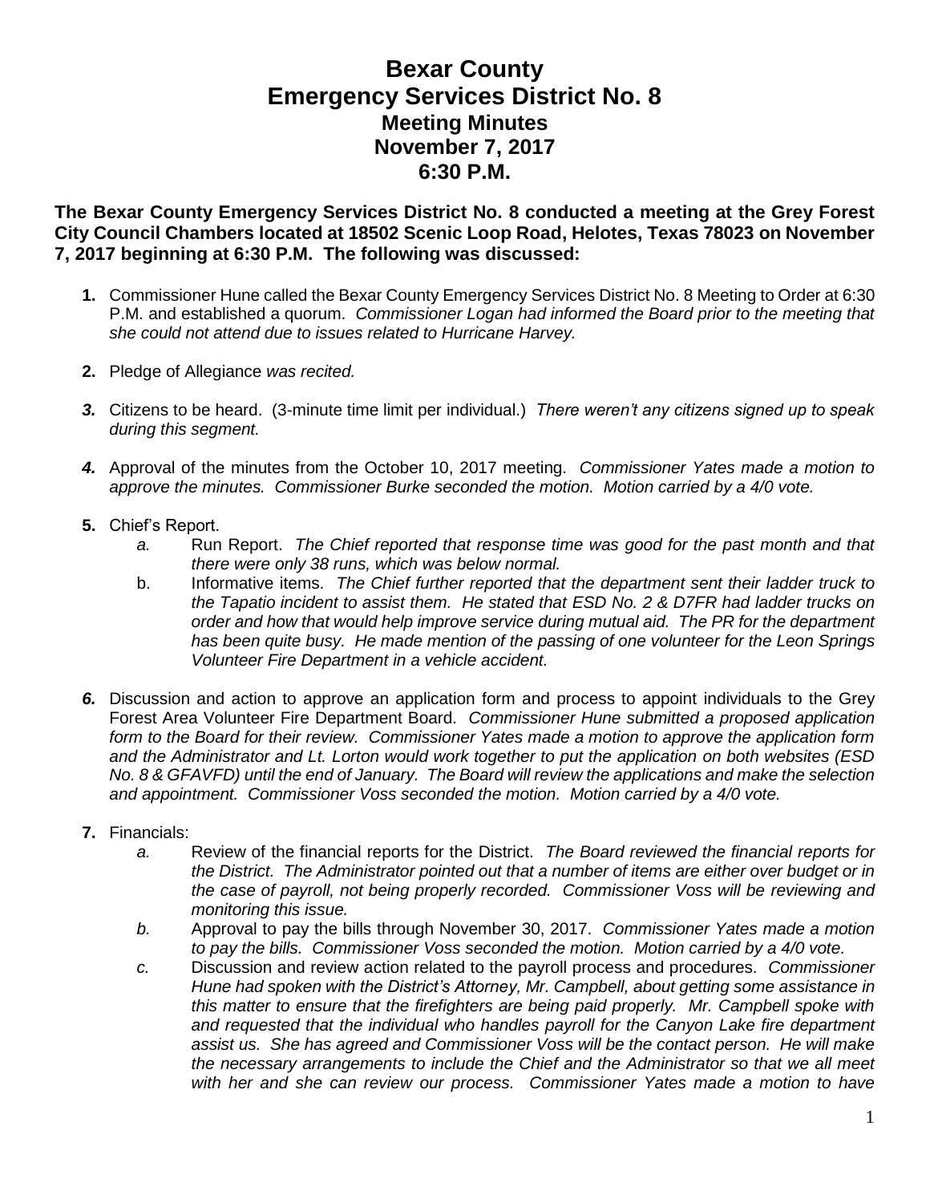# Bexar County
# Emergency Services District No. 8
## Meeting Minutes
## November 7, 2017
## 6:30 P.M.

**The Bexar County Emergency Services District No. 8 conducted a meeting at the Grey Forest City Council Chambers located at 18502 Scenic Loop Road, Helotes, Texas 78023 on November 7, 2017 beginning at 6:30 P.M. The following was discussed:**

1. Commissioner Hune called the Bexar County Emergency Services District No. 8 Meeting to Order at 6:30 P.M. and established a quorum. *Commissioner Logan had informed the Board prior to the meeting that she could not attend due to issues related to Hurricane Harvey.*

2. Pledge of Allegiance *was recited.*

3. Citizens to be heard. (3-minute time limit per individual.) *There weren't any citizens signed up to speak during this segment.*

4. Approval of the minutes from the October 10, 2017 meeting. *Commissioner Yates made a motion to approve the minutes. Commissioner Burke seconded the motion. Motion carried by a 4/0 vote.*

5. Chief's Report.
   a. Run Report. *The Chief reported that response time was good for the past month and that there were only 38 runs, which was below normal.*
   b. Informative items. *The Chief further reported that the department sent their ladder truck to the Tapatio incident to assist them. He stated that ESD No. 2 & D7FR had ladder trucks on order and how that would help improve service during mutual aid. The PR for the department has been quite busy. He made mention of the passing of one volunteer for the Leon Springs Volunteer Fire Department in a vehicle accident.*

6. Discussion and action to approve an application form and process to appoint individuals to the Grey Forest Area Volunteer Fire Department Board. *Commissioner Hune submitted a proposed application form to the Board for their review. Commissioner Yates made a motion to approve the application form and the Administrator and Lt. Lorton would work together to put the application on both websites (ESD No. 8 & GFAVFD) until the end of January. The Board will review the applications and make the selection and appointment. Commissioner Voss seconded the motion. Motion carried by a 4/0 vote.*

7. Financials:
   a. Review of the financial reports for the District. *The Board reviewed the financial reports for the District. The Administrator pointed out that a number of items are either over budget or in the case of payroll, not being properly recorded. Commissioner Voss will be reviewing and monitoring this issue.*
   b. Approval to pay the bills through November 30, 2017. *Commissioner Yates made a motion to pay the bills. Commissioner Voss seconded the motion. Motion carried by a 4/0 vote.*
   c. Discussion and review action related to the payroll process and procedures. *Commissioner Hune had spoken with the District's Attorney, Mr. Campbell, about getting some assistance in this matter to ensure that the firefighters are being paid properly. Mr. Campbell spoke with and requested that the individual who handles payroll for the Canyon Lake fire department assist us. She has agreed and Commissioner Voss will be the contact person. He will make the necessary arrangements to include the Chief and the Administrator so that we all meet with her and she can review our process. Commissioner Yates made a motion to have*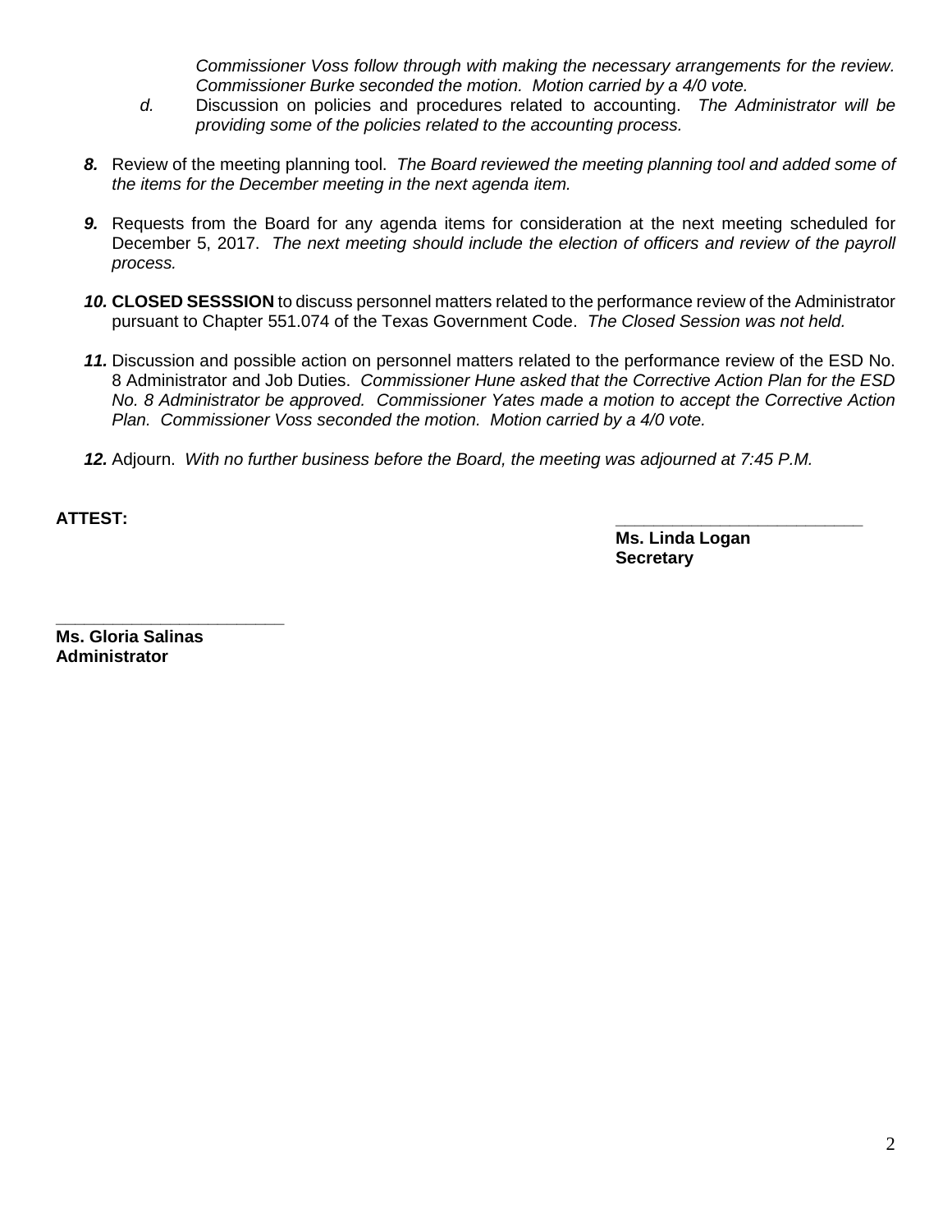*Commissioner Voss follow through with making the necessary arrangements for the review. Commissioner Burke seconded the motion. Motion carried by a 4/0 vote.*

*d.* Discussion on policies and procedures related to accounting. *The Administrator will be providing some of the policies related to the accounting process.*

***8.*** Review of the meeting planning tool. *The Board reviewed the meeting planning tool and added some of the items for the December meeting in the next agenda item.*

***9.*** Requests from the Board for any agenda items for consideration at the next meeting scheduled for December 5, 2017. *The next meeting should include the election of officers and review of the payroll process.*

***10.*** **CLOSED SESSSION** to discuss personnel matters related to the performance review of the Administrator pursuant to Chapter 551.074 of the Texas Government Code. *The Closed Session was not held.*

***11.*** Discussion and possible action on personnel matters related to the performance review of the ESD No. 8 Administrator and Job Duties. *Commissioner Hune asked that the Corrective Action Plan for the ESD No. 8 Administrator be approved. Commissioner Yates made a motion to accept the Corrective Action Plan. Commissioner Voss seconded the motion. Motion carried by a 4/0 vote.*

***12.*** Adjourn. *With no further business before the Board, the meeting was adjourned at 7:45 P.M.*

**ATTEST:**

\_\_\_\_\_\_\_\_\_\_\_\_\_\_\_\_\_\_\_\_\_\_\_\_\_\_\_
**Ms. Linda Logan**
**Secretary**

\_\_\_\_\_\_\_\_\_\_\_\_\_\_\_\_\_\_\_\_\_\_\_\_\_\_\_
**Ms. Gloria Salinas**
**Administrator**